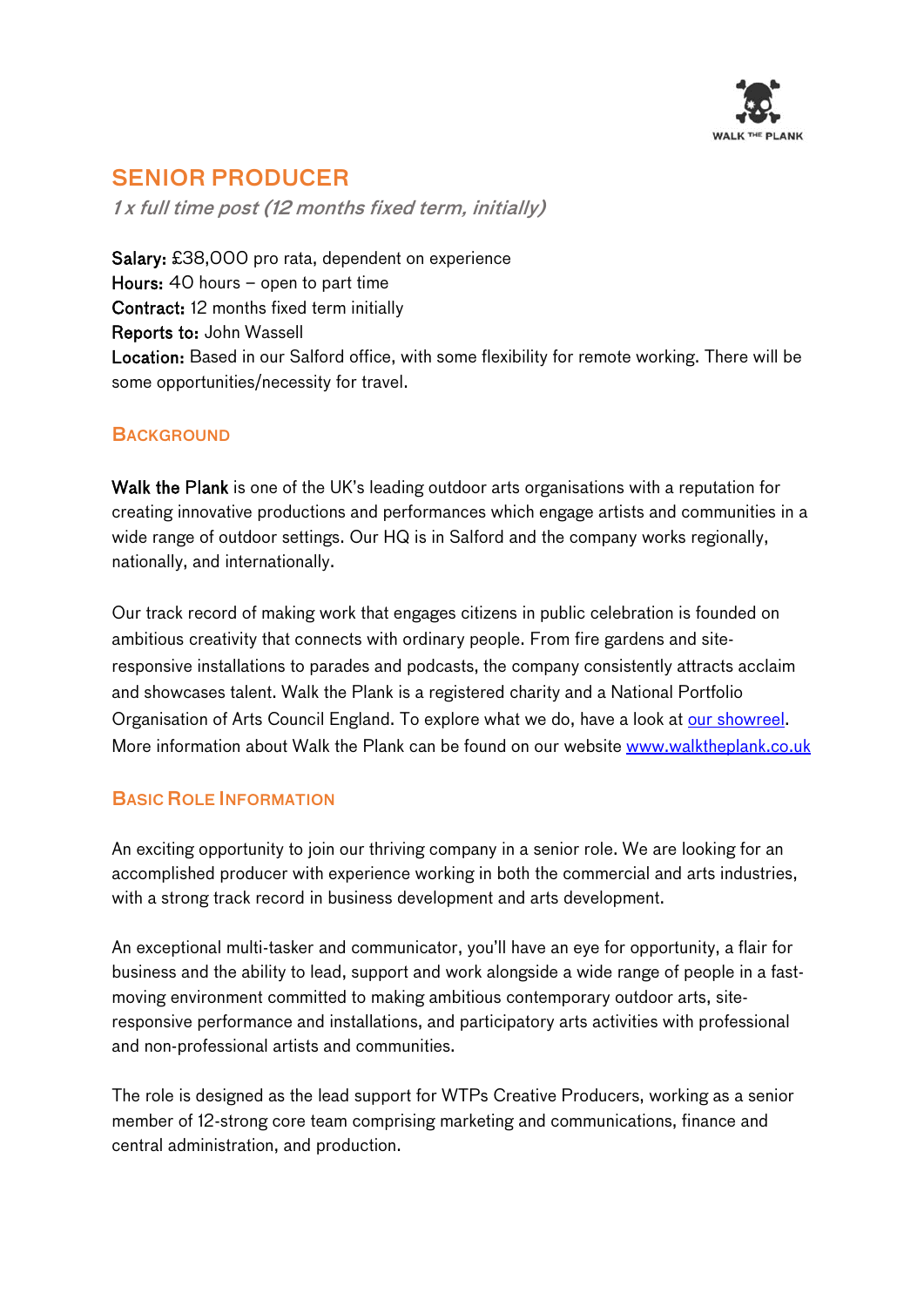# SENIOR PRODUCER

*1 x full time post (12 months fixed term, initially)*

**Salary:** £38,000 pro rata, dependent on experience
**Hours:** 40 hours – open to part time
**Contract:** 12 months fixed term initially
**Reports to:** John Wassell
**Location:** Based in our Salford office, with some flexibility for remote working. There will be some opportunities/necessity for travel.

## Background

**Walk the Plank** is one of the UK's leading outdoor arts organisations with a reputation for creating innovative productions and performances which engage artists and communities in a wide range of outdoor settings. Our HQ is in Salford and the company works regionally, nationally, and internationally.

Our track record of making work that engages citizens in public celebration is founded on ambitious creativity that connects with ordinary people. From fire gardens and site-responsive installations to parades and podcasts, the company consistently attracts acclaim and showcases talent. Walk the Plank is a registered charity and a National Portfolio Organisation of Arts Council England. To explore what we do, have a look at our showreel. More information about Walk the Plank can be found on our website www.walktheplank.co.uk

## Basic Role Information

An exciting opportunity to join our thriving company in a senior role. We are looking for an accomplished producer with experience working in both the commercial and arts industries, with a strong track record in business development and arts development.

An exceptional multi-tasker and communicator, you'll have an eye for opportunity, a flair for business and the ability to lead, support and work alongside a wide range of people in a fast-moving environment committed to making ambitious contemporary outdoor arts, site-responsive performance and installations, and participatory arts activities with professional and non-professional artists and communities.

The role is designed as the lead support for WTPs Creative Producers, working as a senior member of 12-strong core team comprising marketing and communications, finance and central administration, and production.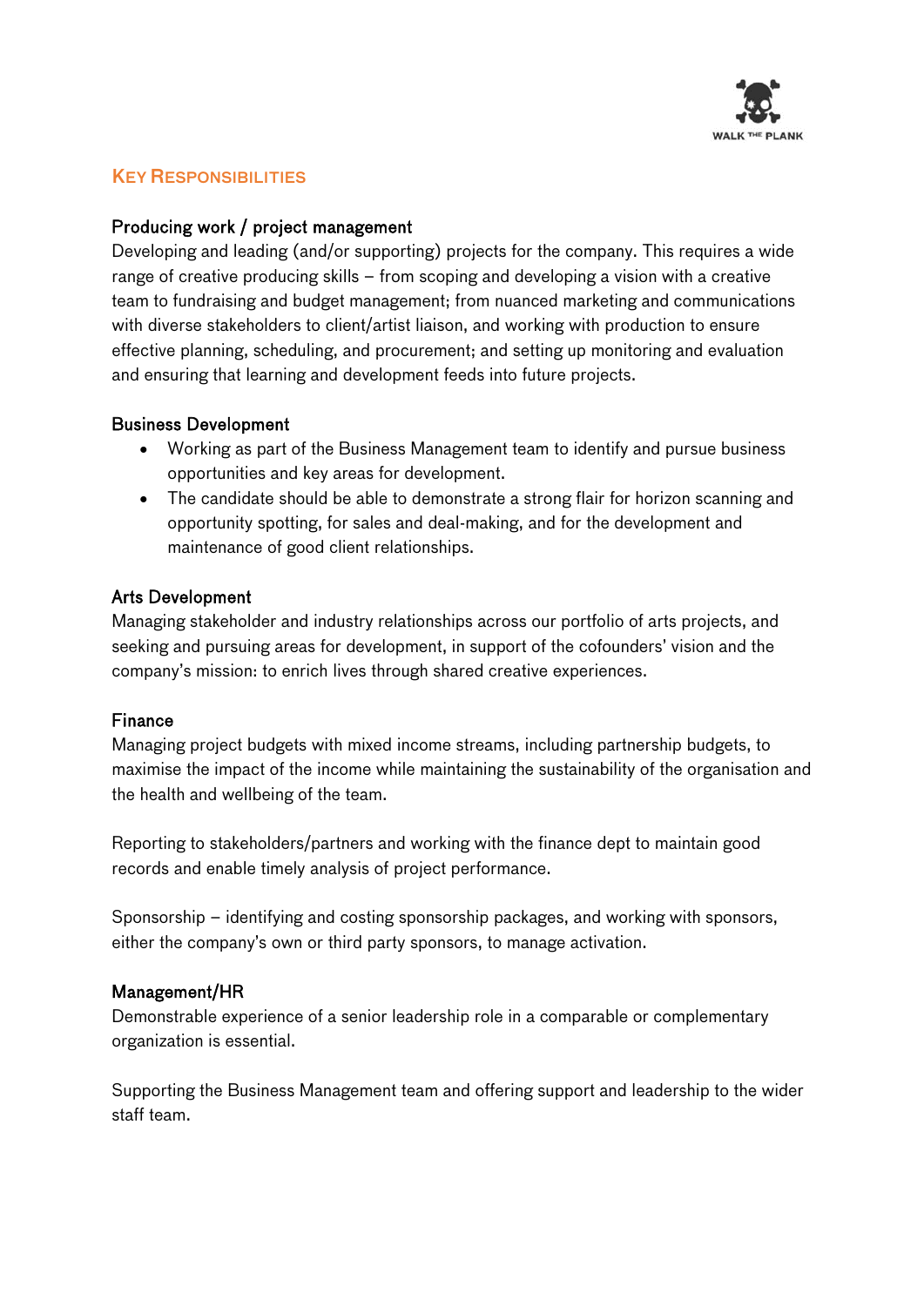## Key Responsibilities

### Producing work / project management

Developing and leading (and/or supporting) projects for the company. This requires a wide range of creative producing skills – from scoping and developing a vision with a creative team to fundraising and budget management; from nuanced marketing and communications with diverse stakeholders to client/artist liaison, and working with production to ensure effective planning, scheduling, and procurement; and setting up monitoring and evaluation and ensuring that learning and development feeds into future projects.

### Business Development

- Working as part of the Business Management team to identify and pursue business opportunities and key areas for development.
- The candidate should be able to demonstrate a strong flair for horizon scanning and opportunity spotting, for sales and deal-making, and for the development and maintenance of good client relationships.

### Arts Development

Managing stakeholder and industry relationships across our portfolio of arts projects, and seeking and pursuing areas for development, in support of the cofounders' vision and the company's mission: to enrich lives through shared creative experiences.

### Finance

Managing project budgets with mixed income streams, including partnership budgets, to maximise the impact of the income while maintaining the sustainability of the organisation and the health and wellbeing of the team.

Reporting to stakeholders/partners and working with the finance dept to maintain good records and enable timely analysis of project performance.

Sponsorship – identifying and costing sponsorship packages, and working with sponsors, either the company's own or third party sponsors, to manage activation.

### Management/HR

Demonstrable experience of a senior leadership role in a comparable or complementary organization is essential.

Supporting the Business Management team and offering support and leadership to the wider staff team.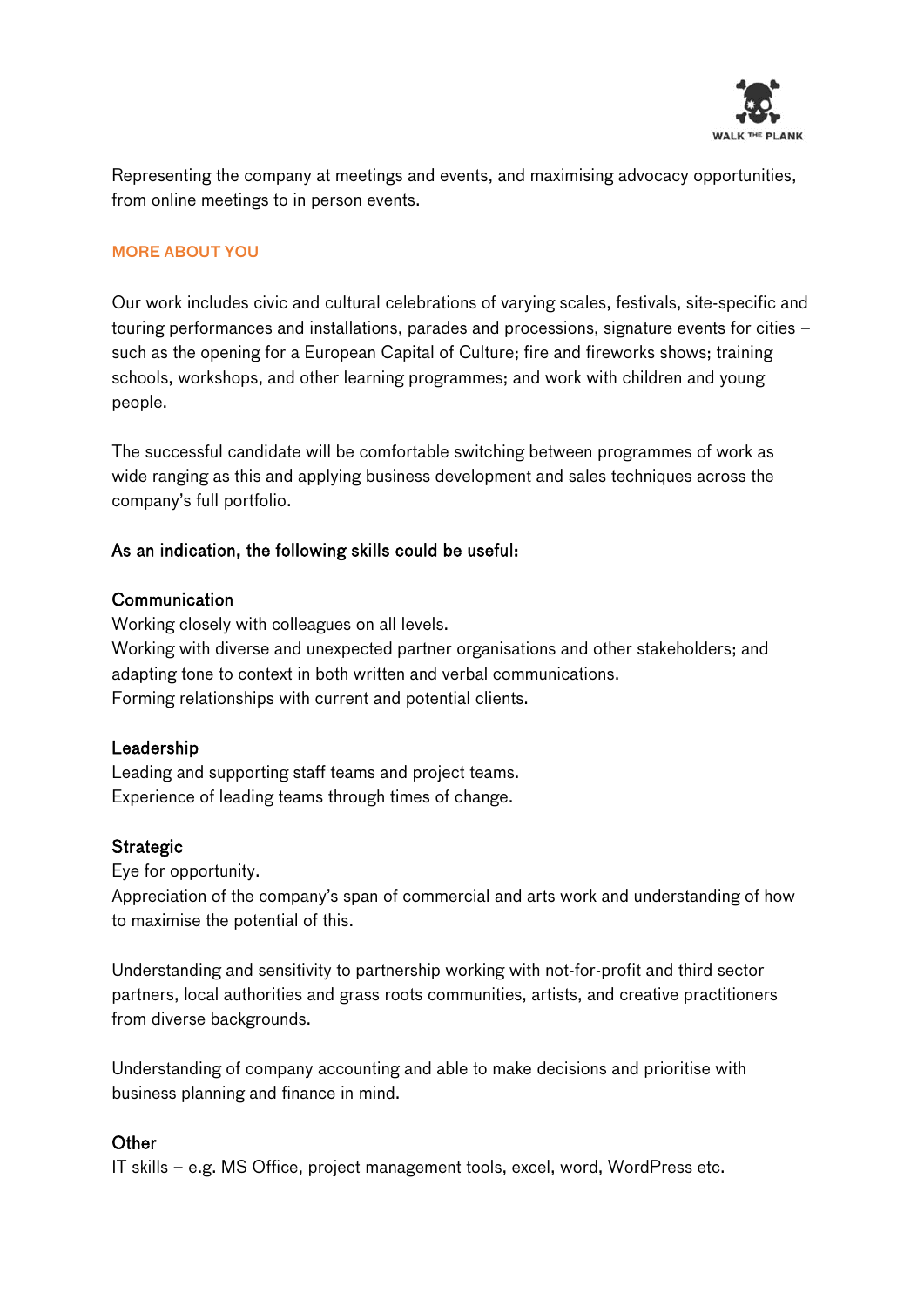Representing the company at meetings and events, and maximising advocacy opportunities, from online meetings to in person events.

## MORE ABOUT YOU

Our work includes civic and cultural celebrations of varying scales, festivals, site-specific and touring performances and installations, parades and processions, signature events for cities – such as the opening for a European Capital of Culture; fire and fireworks shows; training schools, workshops, and other learning programmes; and work with children and young people.

The successful candidate will be comfortable switching between programmes of work as wide ranging as this and applying business development and sales techniques across the company's full portfolio.

### As an indication, the following skills could be useful:

**Communication**
Working closely with colleagues on all levels.
Working with diverse and unexpected partner organisations and other stakeholders; and adapting tone to context in both written and verbal communications.
Forming relationships with current and potential clients.

**Leadership**
Leading and supporting staff teams and project teams.
Experience of leading teams through times of change.

**Strategic**
Eye for opportunity.
Appreciation of the company's span of commercial and arts work and understanding of how to maximise the potential of this.

Understanding and sensitivity to partnership working with not-for-profit and third sector partners, local authorities and grass roots communities, artists, and creative practitioners from diverse backgrounds.

Understanding of company accounting and able to make decisions and prioritise with business planning and finance in mind.

**Other**
IT skills – e.g. MS Office, project management tools, excel, word, WordPress etc.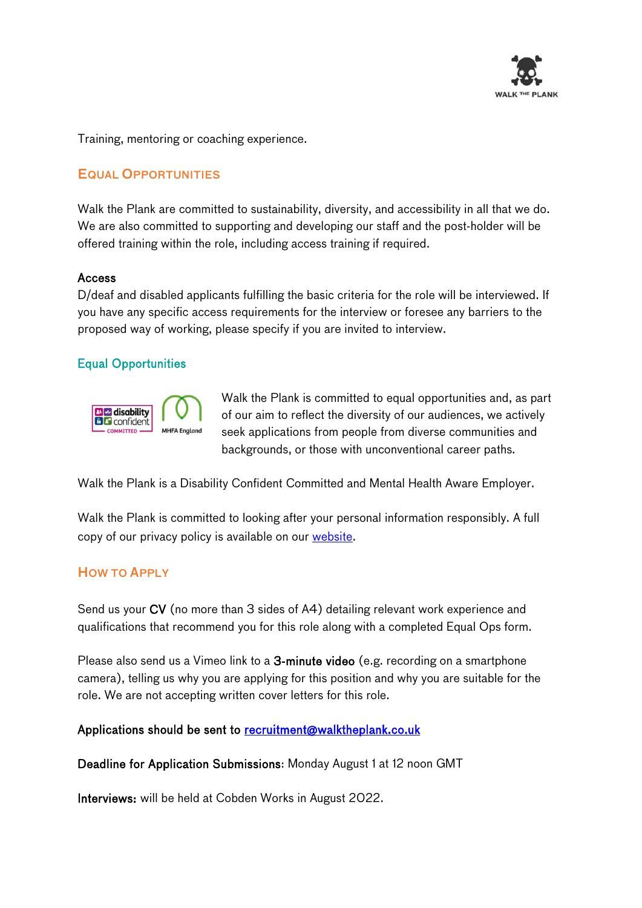Training, mentoring or coaching experience.

## Equal Opportunities

Walk the Plank are committed to sustainability, diversity, and accessibility in all that we do. We are also committed to supporting and developing our staff and the post-holder will be offered training within the role, including access training if required.

**Access**

D/deaf and disabled applicants fulfilling the basic criteria for the role will be interviewed. If you have any specific access requirements for the interview or foresee any barriers to the proposed way of working, please specify if you are invited to interview.

### Equal Opportunities

Walk the Plank is committed to equal opportunities and, as part of our aim to reflect the diversity of our audiences, we actively seek applications from people from diverse communities and backgrounds, or those with unconventional career paths.

Walk the Plank is a Disability Confident Committed and Mental Health Aware Employer.

Walk the Plank is committed to looking after your personal information responsibly. A full copy of our privacy policy is available on our [website](#).

## How to Apply

Send us your **CV** (no more than 3 sides of A4) detailing relevant work experience and qualifications that recommend you for this role along with a completed Equal Ops form.

Please also send us a Vimeo link to a **3-minute video** (e.g. recording on a smartphone camera), telling us why you are applying for this position and why you are suitable for the role. We are not accepting written cover letters for this role.

**Applications should be sent to** recruitment@walktheplank.co.uk

**Deadline for Application Submissions**: Monday August 1 at 12 noon GMT

**Interviews:** will be held at Cobden Works in August 2022.